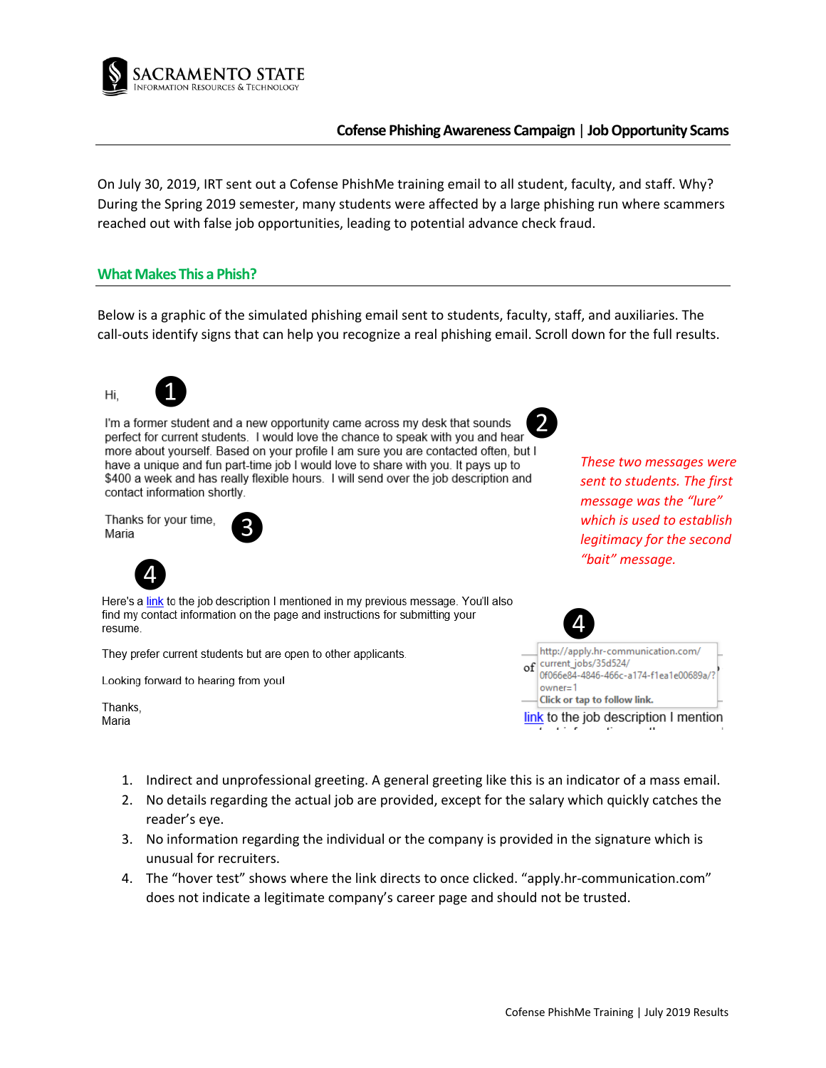SACRAMENTO STATE
INFORMATION RESOURCES & TECHNOLOGY

**Cofense Phishing Awareness Campaign | Job Opportunity Scams**

On July 30, 2019, IRT sent out a Cofense PhishMe training email to all student, faculty, and staff. Why? During the Spring 2019 semester, many students were affected by a large phishing run where scammers reached out with false job opportunities, leading to potential advance check fraud.

## What Makes This a Phish?

Below is a graphic of the simulated phishing email sent to students, faculty, staff, and auxiliaries. The call-outs identify signs that can help you recognize a real phishing email. Scroll down for the full results.

Hi, ❶

I'm a former student and a new opportunity came across my desk that sounds perfect for current students. I would love the chance to speak with you and hear more about yourself. Based on your profile I am sure you are contacted often, but I have a unique and fun part-time job I would love to share with you. It pays up to $400 a week and has really flexible hours. I will send over the job description and contact information shortly. ❷

Thanks for your time,
Maria ❸

*These two messages were sent to students. The first message was the "lure" which is used to establish legitimacy for the second "bait" message.*

❹

Here's a link to the job description I mentioned in my previous message. You'll also find my contact information on the page and instructions for submitting your resume.

They prefer current students but are open to other applicants.

Looking forward to hearing from you!

Thanks,
Maria

❹

http://apply.hr-communication.com/current_jobs/35d524/0f066e84-4846-466c-a174-f1ea1e00689a/?owner=1
Click or tap to follow link.

link to the job description I mention

1. Indirect and unprofessional greeting. A general greeting like this is an indicator of a mass email.
2. No details regarding the actual job are provided, except for the salary which quickly catches the reader's eye.
3. No information regarding the individual or the company is provided in the signature which is unusual for recruiters.
4. The "hover test" shows where the link directs to once clicked. "apply.hr-communication.com" does not indicate a legitimate company's career page and should not be trusted.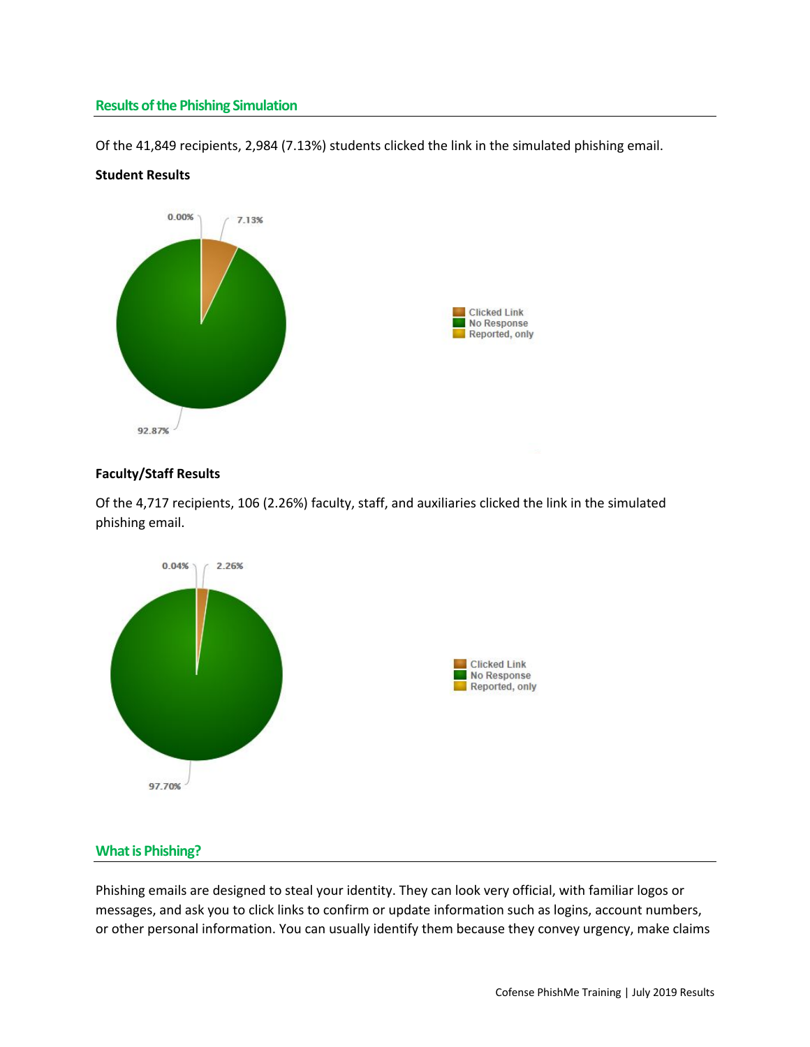## Results of the Phishing Simulation

Of the 41,849 recipients, 2,984 (7.13%) students clicked the link in the simulated phishing email.

**Student Results**

**Faculty/Staff Results**

Of the 4,717 recipients, 106 (2.26%) faculty, staff, and auxiliaries clicked the link in the simulated phishing email.

## What is Phishing?

Phishing emails are designed to steal your identity. They can look very official, with familiar logos or messages, and ask you to click links to confirm or update information such as logins, account numbers, or other personal information. You can usually identify them because they convey urgency, make claims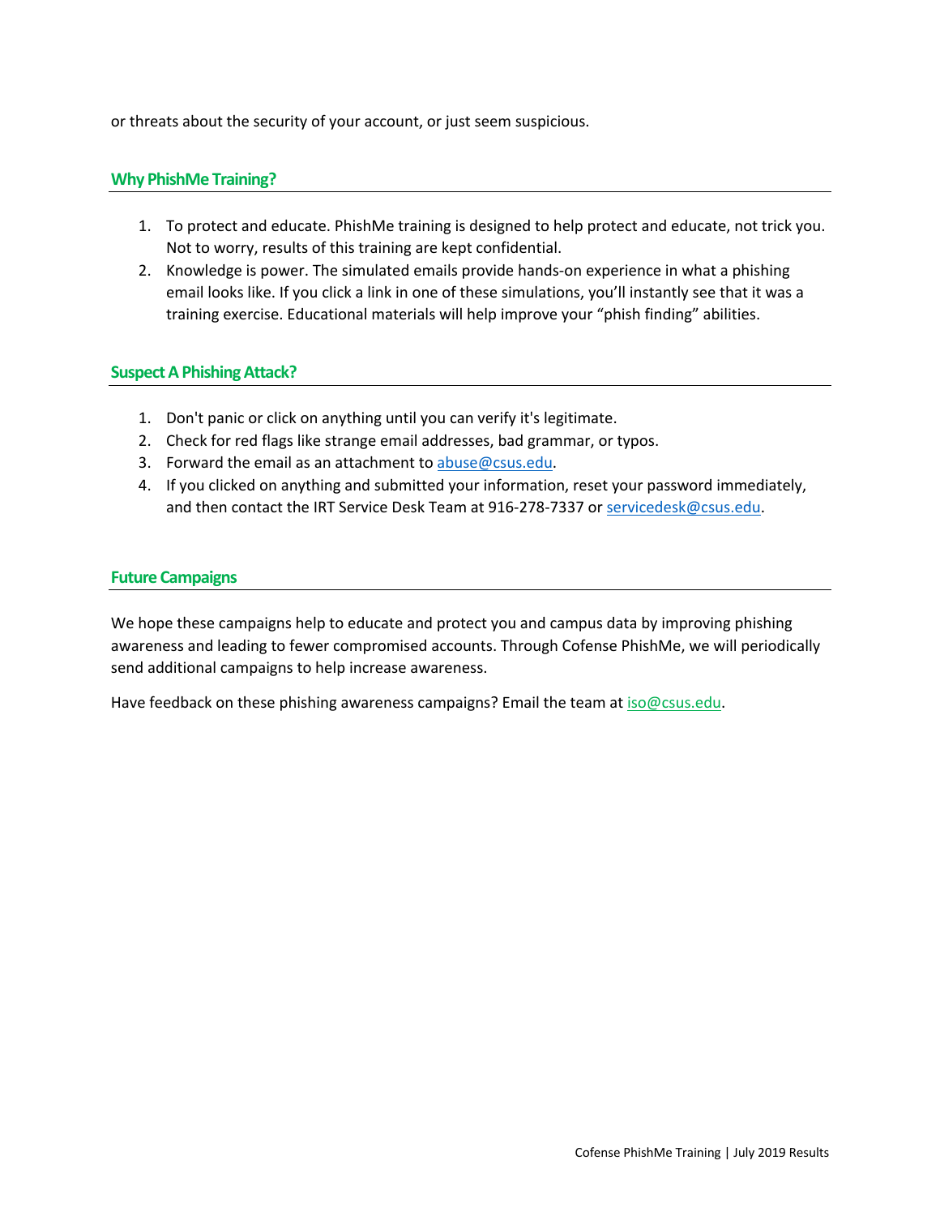or threats about the security of your account, or just seem suspicious.

## Why PhishMe Training?

1. To protect and educate. PhishMe training is designed to help protect and educate, not trick you. Not to worry, results of this training are kept confidential.
2. Knowledge is power. The simulated emails provide hands-on experience in what a phishing email looks like. If you click a link in one of these simulations, you'll instantly see that it was a training exercise. Educational materials will help improve your "phish finding" abilities.

## Suspect A Phishing Attack?

1. Don't panic or click on anything until you can verify it's legitimate.
2. Check for red flags like strange email addresses, bad grammar, or typos.
3. Forward the email as an attachment to abuse@csus.edu.
4. If you clicked on anything and submitted your information, reset your password immediately, and then contact the IRT Service Desk Team at 916-278-7337 or servicedesk@csus.edu.

## Future Campaigns

We hope these campaigns help to educate and protect you and campus data by improving phishing awareness and leading to fewer compromised accounts. Through Cofense PhishMe, we will periodically send additional campaigns to help increase awareness.

Have feedback on these phishing awareness campaigns? Email the team at iso@csus.edu.